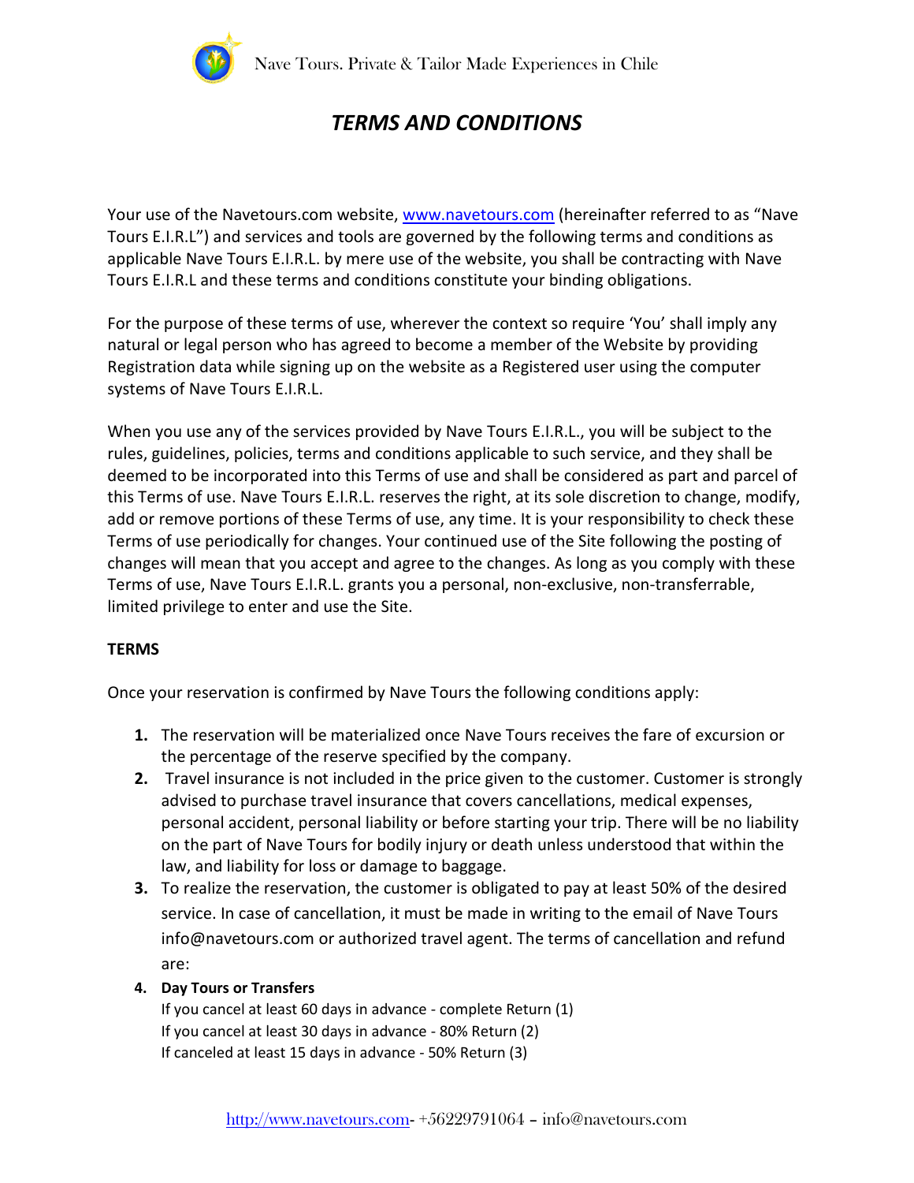# *TERMS AND CONDITIONS*

Your use of the Navetours.com website, [www.navetours.com](http://www.navetours.com) (hereinafter referred to as "Nave Tours E.I.R.L") and services and tools are governed by the following terms and conditions as applicable Nave Tours E.I.R.L. by mere use of the website, you shall be contracting with Nave Tours E.I.R.L and these terms and conditions constitute your binding obligations.

For the purpose of these terms of use, wherever the context so require 'You' shall imply any natural or legal person who has agreed to become a member of the Website by providing Registration data while signing up on the website as a Registered user using the computer systems of Nave Tours E.I.R.L.

When you use any of the services provided by Nave Tours E.I.R.L., you will be subject to the rules, guidelines, policies, terms and conditions applicable to such service, and they shall be deemed to be incorporated into this Terms of use and shall be considered as part and parcel of this Terms of use. Nave Tours E.I.R.L. reserves the right, at its sole discretion to change, modify, add or remove portions of these Terms of use, any time. It is your responsibility to check these Terms of use periodically for changes. Your continued use of the Site following the posting of changes will mean that you accept and agree to the changes. As long as you comply with these Terms of use, Nave Tours E.I.R.L. grants you a personal, non-exclusive, non-transferrable, limited privilege to enter and use the Site.

**TERMS**

Once your reservation is confirmed by Nave Tours the following conditions apply:

1. The reservation will be materialized once Nave Tours receives the fare of excursion or the percentage of the reserve specified by the company.
2. Travel insurance is not included in the price given to the customer. Customer is strongly advised to purchase travel insurance that covers cancellations, medical expenses, personal accident, personal liability or before starting your trip. There will be no liability on the part of Nave Tours for bodily injury or death unless understood that within the law, and liability for loss or damage to baggage.
3. To realize the reservation, the customer is obligated to pay at least 50% of the desired service. In case of cancellation, it must be made in writing to the email of Nave Tours info@navetours.com or authorized travel agent. The terms of cancellation and refund are:
4. **Day Tours or Transfers**
   If you cancel at least 60 days in advance - complete Return (1)
   If you cancel at least 30 days in advance - 80% Return (2)
   If canceled at least 15 days in advance - 50% Return (3)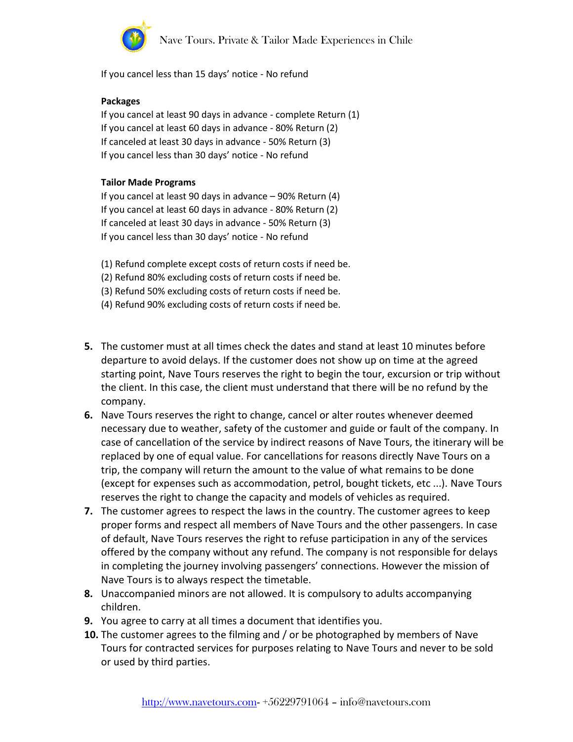If you cancel less than 15 days' notice - No refund

**Packages**

If you cancel at least 90 days in advance - complete Return (1)
If you cancel at least 60 days in advance - 80% Return (2)
If canceled at least 30 days in advance - 50% Return (3)
If you cancel less than 30 days' notice - No refund

**Tailor Made Programs**

If you cancel at least 90 days in advance – 90% Return (4)
If you cancel at least 60 days in advance - 80% Return (2)
If canceled at least 30 days in advance - 50% Return (3)
If you cancel less than 30 days' notice - No refund

(1) Refund complete except costs of return costs if need be.
(2) Refund 80% excluding costs of return costs if need be.
(3) Refund 50% excluding costs of return costs if need be.
(4) Refund 90% excluding costs of return costs if need be.

5. The customer must at all times check the dates and stand at least 10 minutes before departure to avoid delays. If the customer does not show up on time at the agreed starting point, Nave Tours reserves the right to begin the tour, excursion or trip without the client. In this case, the client must understand that there will be no refund by the company.
6. Nave Tours reserves the right to change, cancel or alter routes whenever deemed necessary due to weather, safety of the customer and guide or fault of the company. In case of cancellation of the service by indirect reasons of Nave Tours, the itinerary will be replaced by one of equal value. For cancellations for reasons directly Nave Tours on a trip, the company will return the amount to the value of what remains to be done (except for expenses such as accommodation, petrol, bought tickets, etc ...). Nave Tours reserves the right to change the capacity and models of vehicles as required.
7. The customer agrees to respect the laws in the country. The customer agrees to keep proper forms and respect all members of Nave Tours and the other passengers. In case of default, Nave Tours reserves the right to refuse participation in any of the services offered by the company without any refund. The company is not responsible for delays in completing the journey involving passengers' connections. However the mission of Nave Tours is to always respect the timetable.
8. Unaccompanied minors are not allowed. It is compulsory to adults accompanying children.
9. You agree to carry at all times a document that identifies you.
10. The customer agrees to the filming and / or be photographed by members of Nave Tours for contracted services for purposes relating to Nave Tours and never to be sold or used by third parties.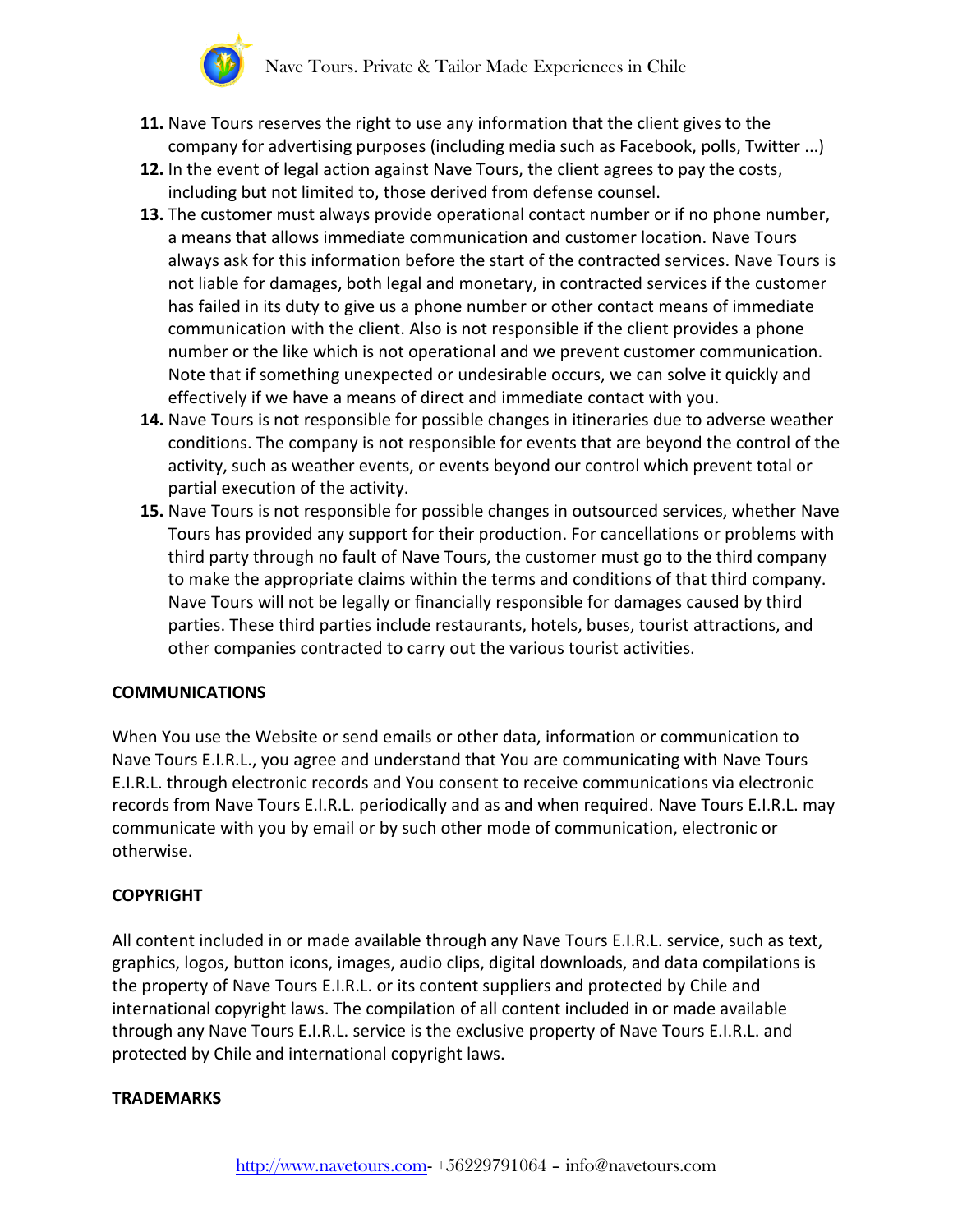11. Nave Tours reserves the right to use any information that the client gives to the company for advertising purposes (including media such as Facebook, polls, Twitter ...)
12. In the event of legal action against Nave Tours, the client agrees to pay the costs, including but not limited to, those derived from defense counsel.
13. The customer must always provide operational contact number or if no phone number, a means that allows immediate communication and customer location. Nave Tours always ask for this information before the start of the contracted services. Nave Tours is not liable for damages, both legal and monetary, in contracted services if the customer has failed in its duty to give us a phone number or other contact means of immediate communication with the client. Also is not responsible if the client provides a phone number or the like which is not operational and we prevent customer communication. Note that if something unexpected or undesirable occurs, we can solve it quickly and effectively if we have a means of direct and immediate contact with you.
14. Nave Tours is not responsible for possible changes in itineraries due to adverse weather conditions. The company is not responsible for events that are beyond the control of the activity, such as weather events, or events beyond our control which prevent total or partial execution of the activity.
15. Nave Tours is not responsible for possible changes in outsourced services, whether Nave Tours has provided any support for their production. For cancellations or problems with third party through no fault of Nave Tours, the customer must go to the third company to make the appropriate claims within the terms and conditions of that third company. Nave Tours will not be legally or financially responsible for damages caused by third parties. These third parties include restaurants, hotels, buses, tourist attractions, and other companies contracted to carry out the various tourist activities.

**COMMUNICATIONS**

When You use the Website or send emails or other data, information or communication to Nave Tours E.I.R.L., you agree and understand that You are communicating with Nave Tours E.I.R.L. through electronic records and You consent to receive communications via electronic records from Nave Tours E.I.R.L. periodically and as and when required. Nave Tours E.I.R.L. may communicate with you by email or by such other mode of communication, electronic or otherwise.

**COPYRIGHT**

All content included in or made available through any Nave Tours E.I.R.L. service, such as text, graphics, logos, button icons, images, audio clips, digital downloads, and data compilations is the property of Nave Tours E.I.R.L. or its content suppliers and protected by Chile and international copyright laws. The compilation of all content included in or made available through any Nave Tours E.I.R.L. service is the exclusive property of Nave Tours E.I.R.L. and protected by Chile and international copyright laws.

**TRADEMARKS**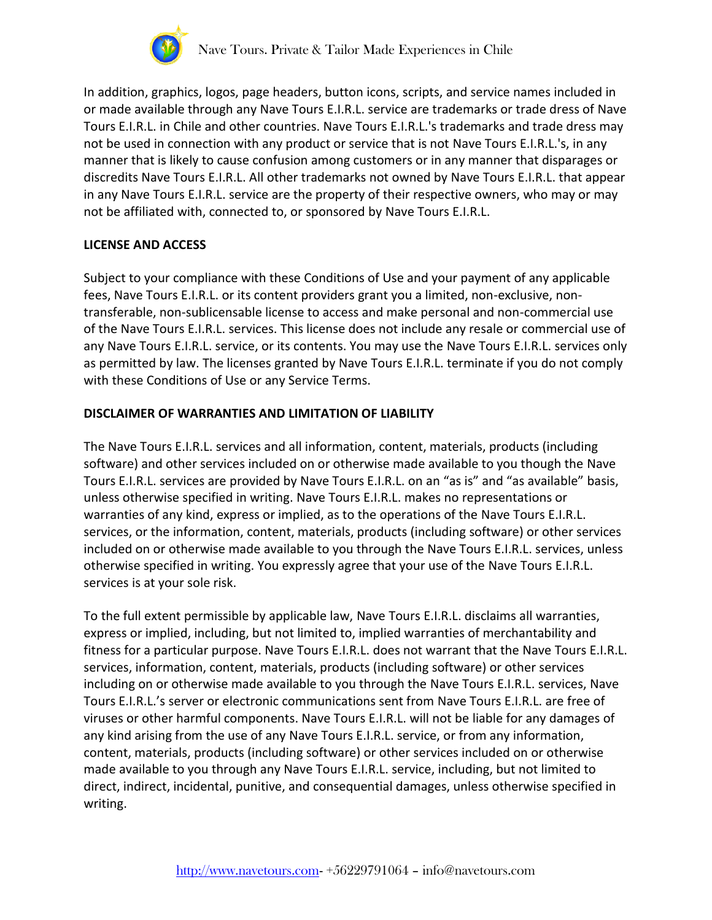In addition, graphics, logos, page headers, button icons, scripts, and service names included in or made available through any Nave Tours E.I.R.L. service are trademarks or trade dress of Nave Tours E.I.R.L. in Chile and other countries. Nave Tours E.I.R.L.'s trademarks and trade dress may not be used in connection with any product or service that is not Nave Tours E.I.R.L.'s, in any manner that is likely to cause confusion among customers or in any manner that disparages or discredits Nave Tours E.I.R.L. All other trademarks not owned by Nave Tours E.I.R.L. that appear in any Nave Tours E.I.R.L. service are the property of their respective owners, who may or may not be affiliated with, connected to, or sponsored by Nave Tours E.I.R.L.

**LICENSE AND ACCESS**

Subject to your compliance with these Conditions of Use and your payment of any applicable fees, Nave Tours E.I.R.L. or its content providers grant you a limited, non-exclusive, non-transferable, non-sublicensable license to access and make personal and non-commercial use of the Nave Tours E.I.R.L. services. This license does not include any resale or commercial use of any Nave Tours E.I.R.L. service, or its contents. You may use the Nave Tours E.I.R.L. services only as permitted by law. The licenses granted by Nave Tours E.I.R.L. terminate if you do not comply with these Conditions of Use or any Service Terms.

**DISCLAIMER OF WARRANTIES AND LIMITATION OF LIABILITY**

The Nave Tours E.I.R.L. services and all information, content, materials, products (including software) and other services included on or otherwise made available to you though the Nave Tours E.I.R.L. services are provided by Nave Tours E.I.R.L. on an "as is" and "as available" basis, unless otherwise specified in writing. Nave Tours E.I.R.L. makes no representations or warranties of any kind, express or implied, as to the operations of the Nave Tours E.I.R.L. services, or the information, content, materials, products (including software) or other services included on or otherwise made available to you through the Nave Tours E.I.R.L. services, unless otherwise specified in writing. You expressly agree that your use of the Nave Tours E.I.R.L. services is at your sole risk.

To the full extent permissible by applicable law, Nave Tours E.I.R.L. disclaims all warranties, express or implied, including, but not limited to, implied warranties of merchantability and fitness for a particular purpose. Nave Tours E.I.R.L. does not warrant that the Nave Tours E.I.R.L. services, information, content, materials, products (including software) or other services including on or otherwise made available to you through the Nave Tours E.I.R.L. services, Nave Tours E.I.R.L.'s server or electronic communications sent from Nave Tours E.I.R.L. are free of viruses or other harmful components. Nave Tours E.I.R.L. will not be liable for any damages of any kind arising from the use of any Nave Tours E.I.R.L. service, or from any information, content, materials, products (including software) or other services included on or otherwise made available to you through any Nave Tours E.I.R.L. service, including, but not limited to direct, indirect, incidental, punitive, and consequential damages, unless otherwise specified in writing.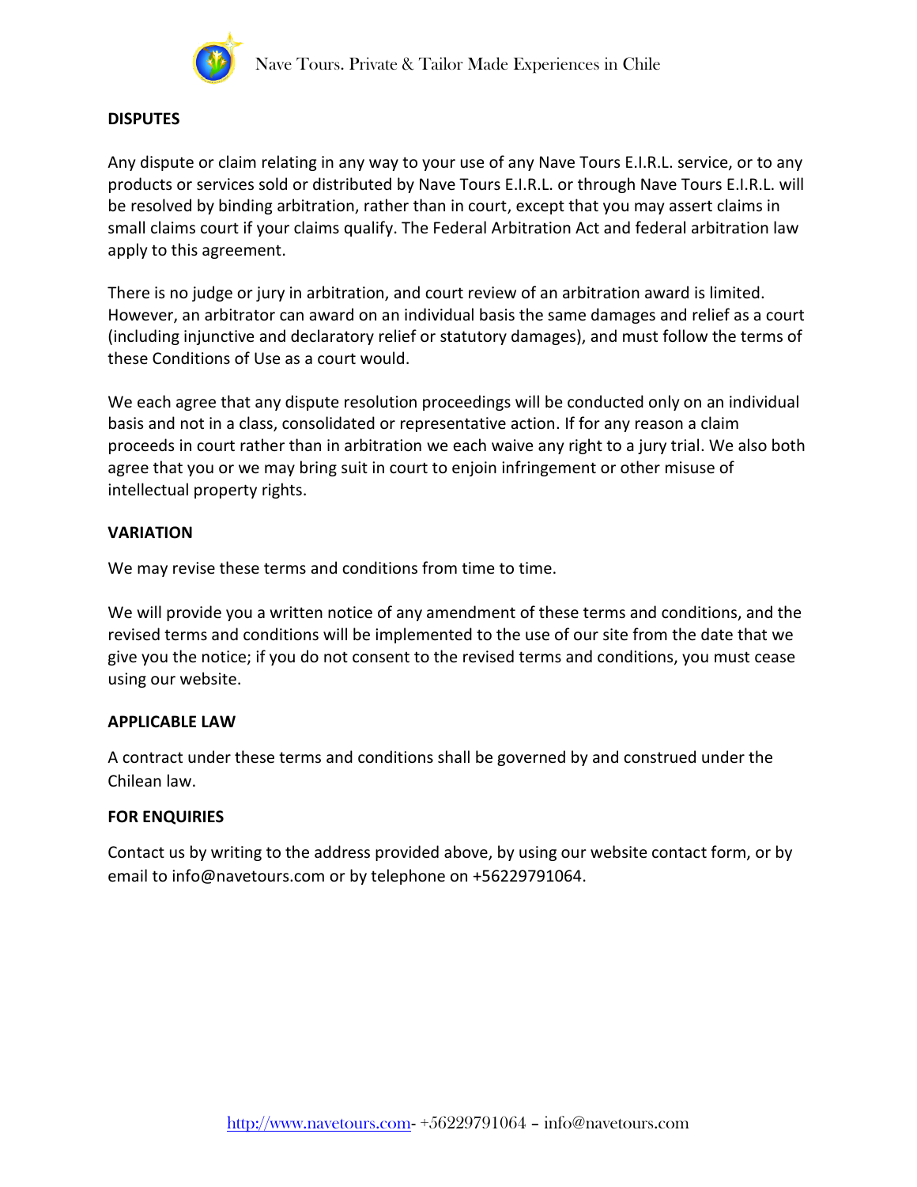## DISPUTES

Any dispute or claim relating in any way to your use of any Nave Tours E.I.R.L. service, or to any products or services sold or distributed by Nave Tours E.I.R.L. or through Nave Tours E.I.R.L. will be resolved by binding arbitration, rather than in court, except that you may assert claims in small claims court if your claims qualify. The Federal Arbitration Act and federal arbitration law apply to this agreement.

There is no judge or jury in arbitration, and court review of an arbitration award is limited. However, an arbitrator can award on an individual basis the same damages and relief as a court (including injunctive and declaratory relief or statutory damages), and must follow the terms of these Conditions of Use as a court would.

We each agree that any dispute resolution proceedings will be conducted only on an individual basis and not in a class, consolidated or representative action. If for any reason a claim proceeds in court rather than in arbitration we each waive any right to a jury trial. We also both agree that you or we may bring suit in court to enjoin infringement or other misuse of intellectual property rights.

## VARIATION

We may revise these terms and conditions from time to time.

We will provide you a written notice of any amendment of these terms and conditions, and the revised terms and conditions will be implemented to the use of our site from the date that we give you the notice; if you do not consent to the revised terms and conditions, you must cease using our website.

## APPLICABLE LAW

A contract under these terms and conditions shall be governed by and construed under the Chilean law.

## FOR ENQUIRIES

Contact us by writing to the address provided above, by using our website contact form, or by email to info@navetours.com or by telephone on +56229791064.